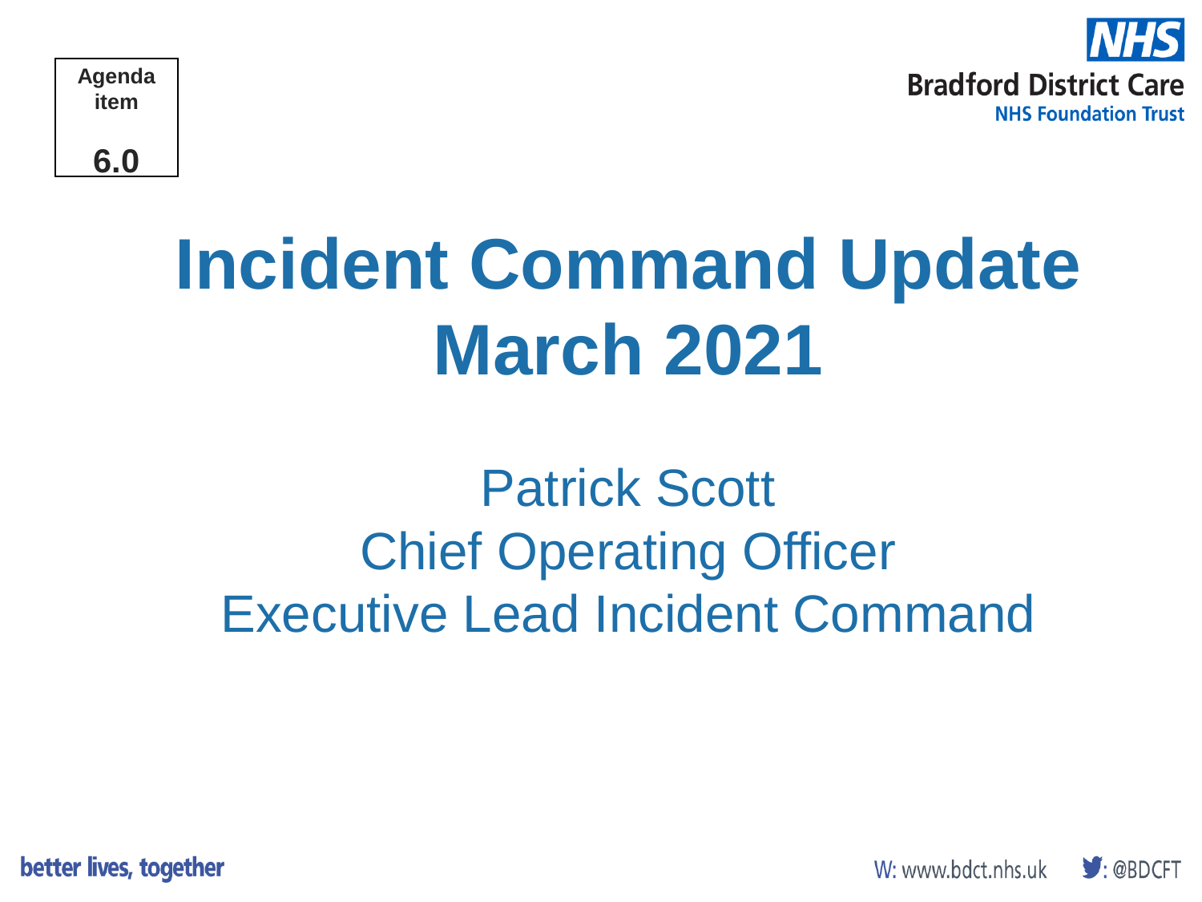Agenda item

6.0

NHS
Bradford District Care
NHS Foundation Trust

# Incident Command Update March 2021

Patrick Scott
Chief Operating Officer
Executive Lead Incident Command

better lives, together

W: www.bdct.nhs.uk : @BDCFT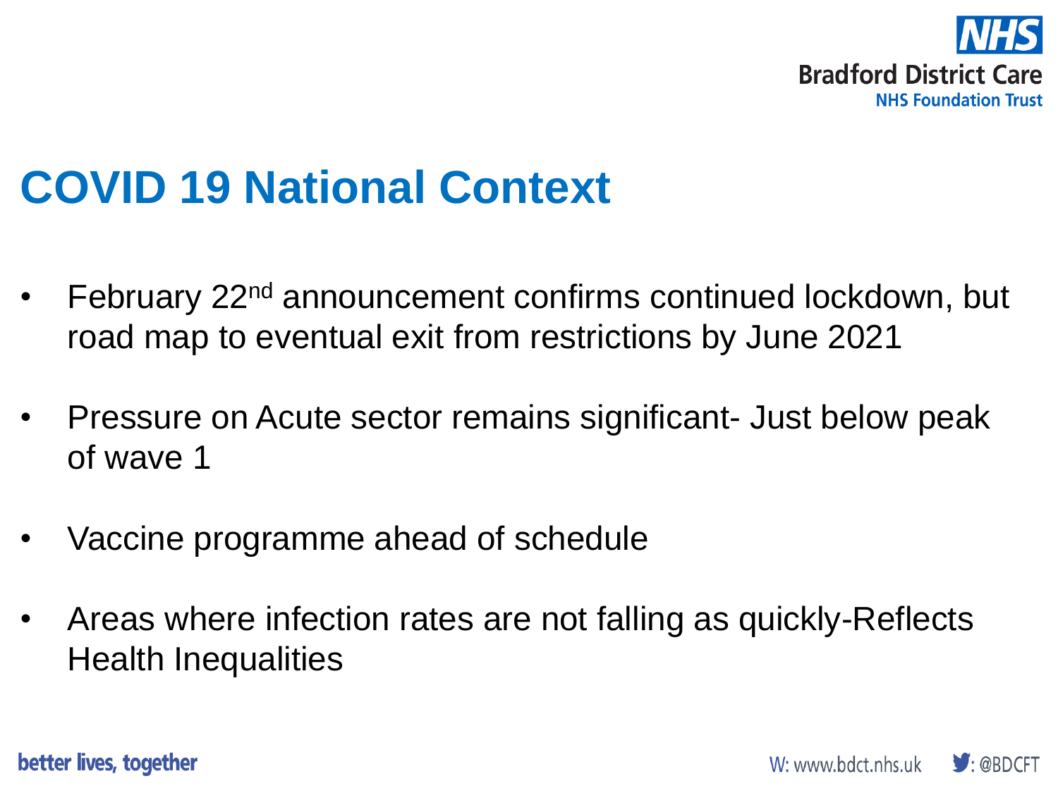# COVID 19 National Context

- February 22nd announcement confirms continued lockdown, but road map to eventual exit from restrictions by June 2021
- Pressure on Acute sector remains significant- Just below peak of wave 1
- Vaccine programme ahead of schedule
- Areas where infection rates are not falling as quickly-Reflects Health Inequalities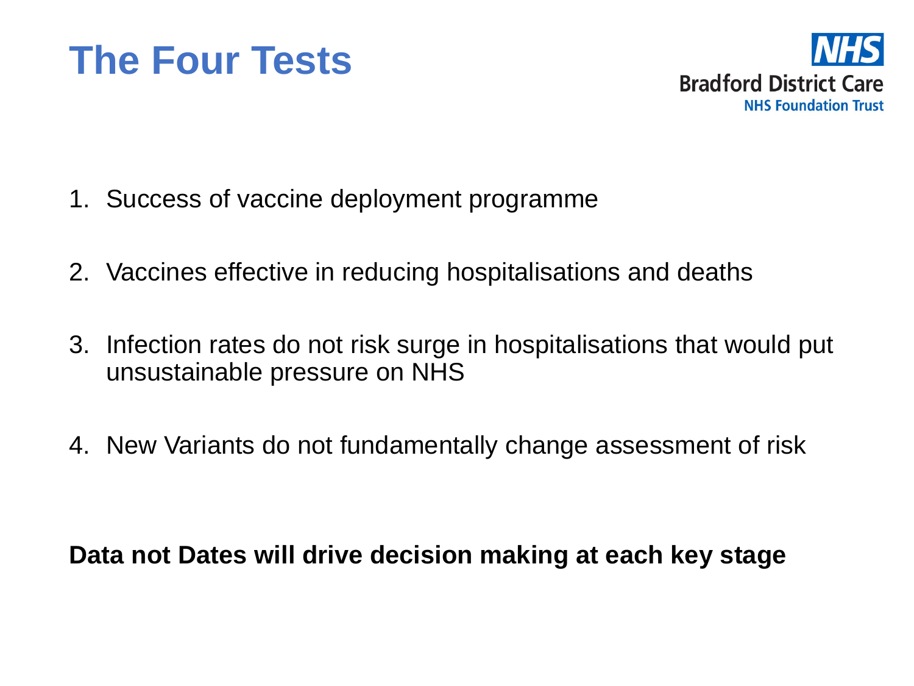# The Four Tests

Bradford District Care
NHS Foundation Trust

1. Success of vaccine deployment programme
2. Vaccines effective in reducing hospitalisations and deaths
3. Infection rates do not risk surge in hospitalisations that would put unsustainable pressure on NHS
4. New Variants do not fundamentally change assessment of risk

**Data not Dates will drive decision making at each key stage**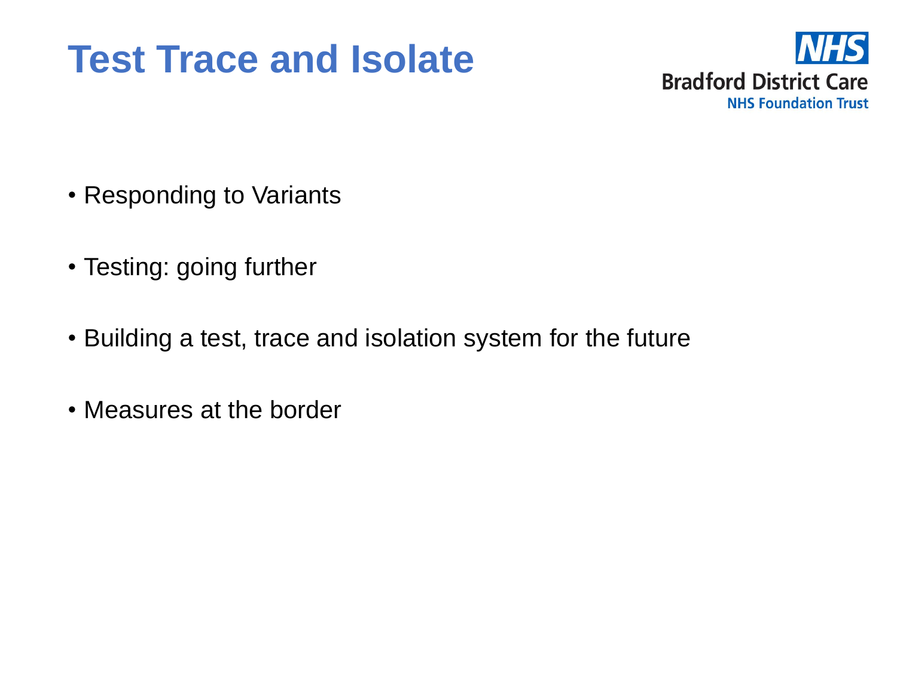# Test Trace and Isolate

- Responding to Variants
- Testing: going further
- Building a test, trace and isolation system for the future
- Measures at the border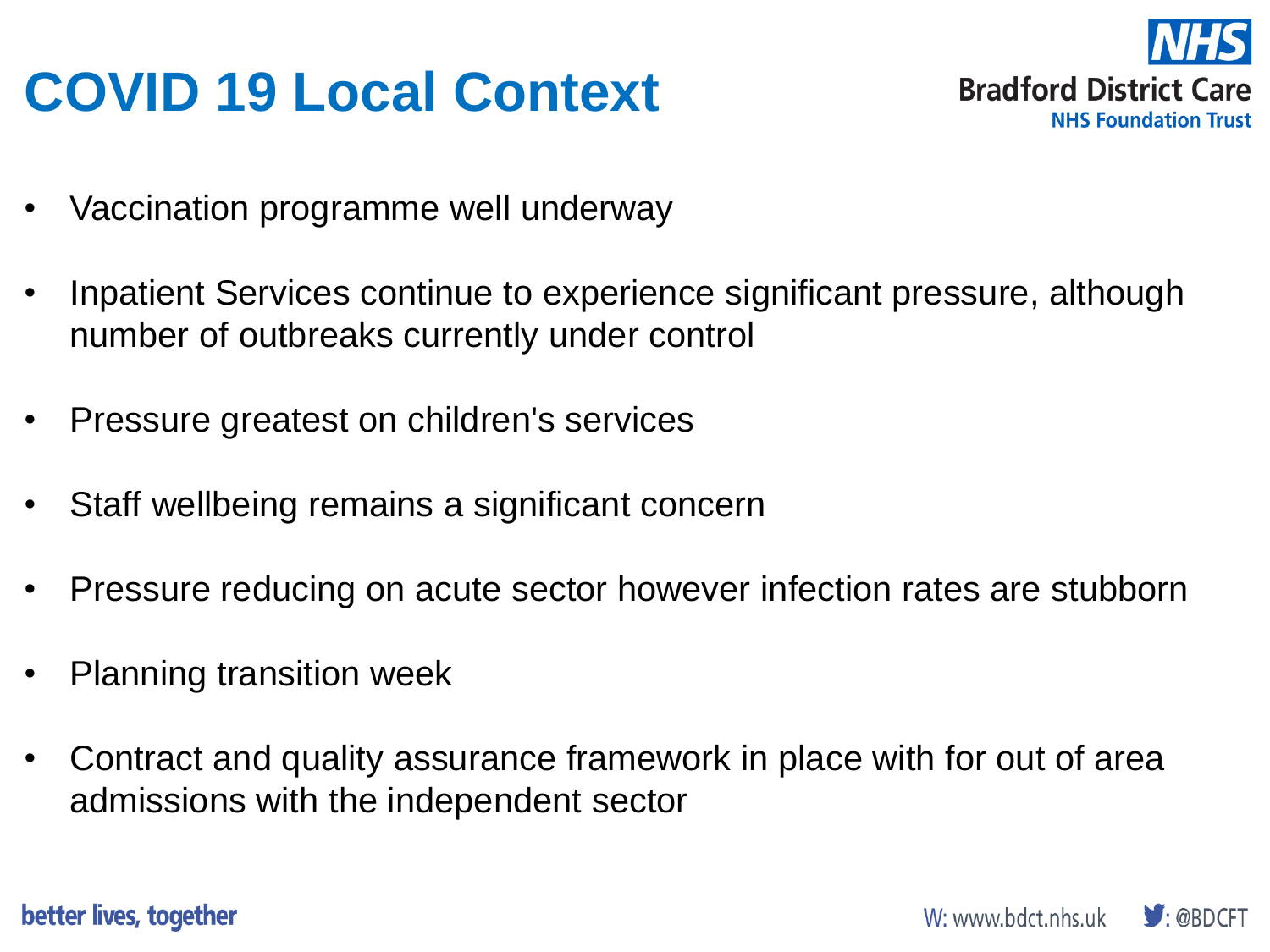# COVID 19 Local Context

- Vaccination programme well underway
- Inpatient Services continue to experience significant pressure, although number of outbreaks currently under control
- Pressure greatest on children's services
- Staff wellbeing remains a significant concern
- Pressure reducing on acute sector however infection rates are stubborn
- Planning transition week
- Contract and quality assurance framework in place with for out of area admissions with the independent sector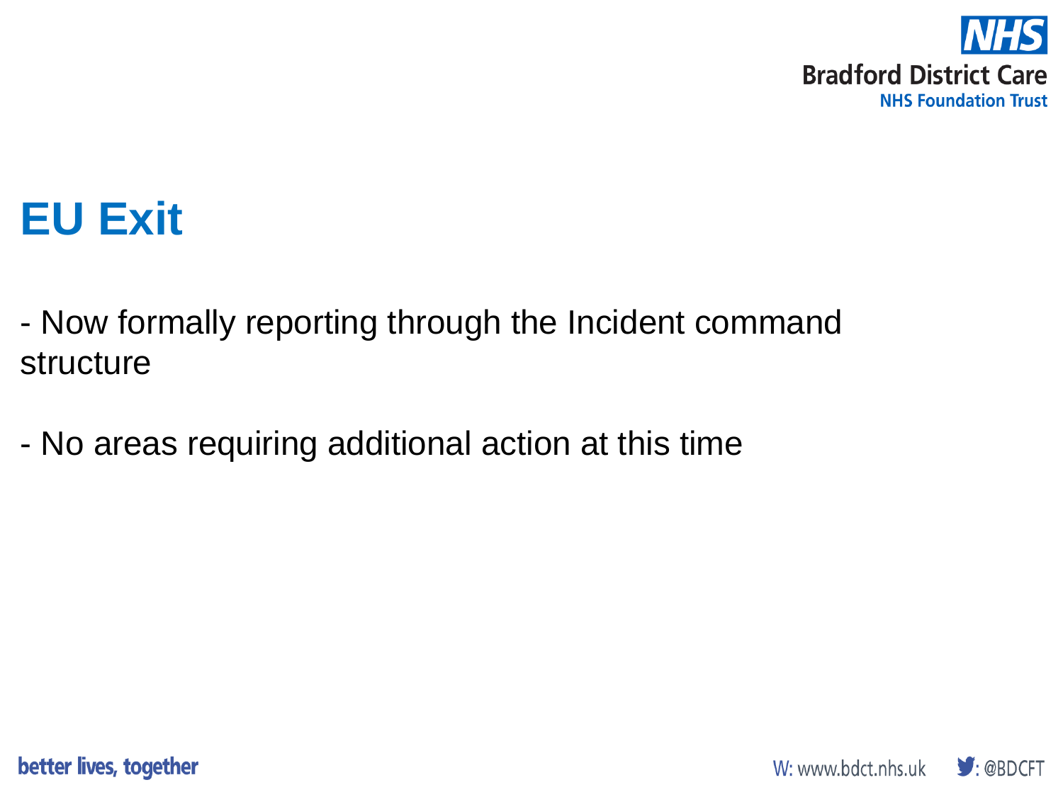# EU Exit

- Now formally reporting through the Incident command structure

- No areas requiring additional action at this time